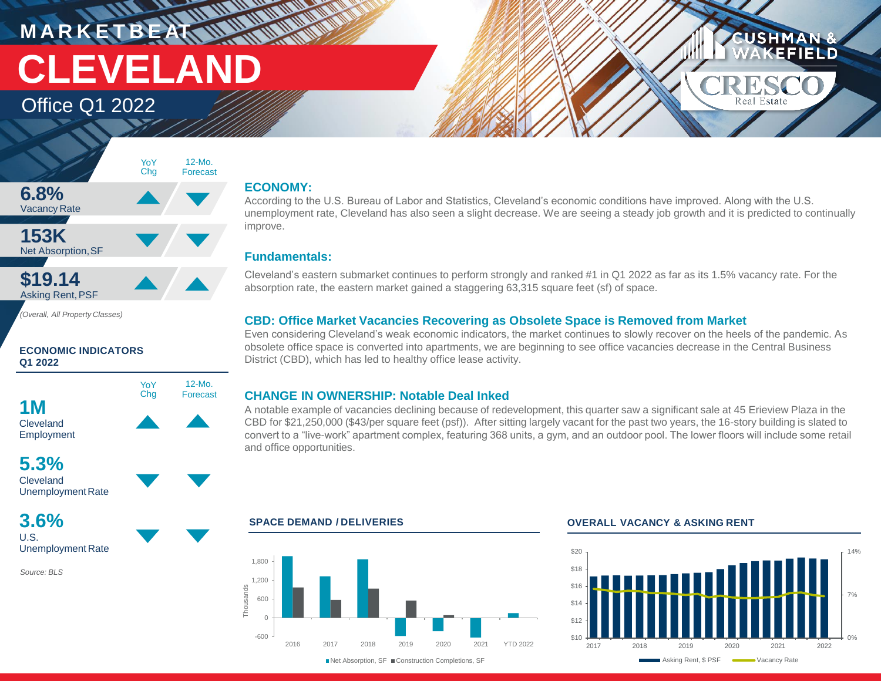MARKETBEAT

# CLEVELAND

Office Q1 2022

CUSHMAN & WAKEFIELD

CRESCO Real Estate

| | YoY Chg | 12-Mo. Forecast |
|---|---|---|
| **6.8%** Vacancy Rate | ▲ | ▼ |
| **153K** Net Absorption, SF | ▼ | ▼ |
| **$19.14** Asking Rent, PSF | ▲ | ▲ |

*(Overall, All Property Classes)*

**ECONOMIC INDICATORS Q1 2022**

| | YoY Chg | 12-Mo. Forecast |
|---|---|---|
| **1M** Cleveland Employment | ▲ | ▲ |
| **5.3%** Cleveland Unemployment Rate | ▼ | ▼ |
| **3.6%** U.S. Unemployment Rate | ▼ | ▼ |

*Source: BLS*

## ECONOMY:

According to the U.S. Bureau of Labor and Statistics, Cleveland's economic conditions have improved. Along with the U.S. unemployment rate, Cleveland has also seen a slight decrease. We are seeing a steady job growth and it is predicted to continually improve.

## Fundamentals:

Cleveland's eastern submarket continues to perform strongly and ranked #1 in Q1 2022 as far as its 1.5% vacancy rate. For the absorption rate, the eastern market gained a staggering 63,315 square feet (sf) of space.

## CBD: Office Market Vacancies Recovering as Obsolete Space is Removed from Market

Even considering Cleveland's weak economic indicators, the market continues to slowly recover on the heels of the pandemic. As obsolete office space is converted into apartments, we are beginning to see office vacancies decrease in the Central Business District (CBD), which has led to healthy office lease activity.

## CHANGE IN OWNERSHIP: Notable Deal Inked

A notable example of vacancies declining because of redevelopment, this quarter saw a significant sale at 45 Erieview Plaza in the CBD for $21,250,000 ($43/per square feet (psf)). After sitting largely vacant for the past two years, the 16-story building is slated to convert to a "live-work" apartment complex, featuring 368 units, a gym, and an outdoor pool. The lower floors will include some retail and office opportunities.

**SPACE DEMAND / DELIVERIES**

Thousands

1,800
1,200
600
0
-600

2016 2017 2018 2019 2020 2021 YTD 2022

Net Absorption, SF · Construction Completions, SF

**OVERALL VACANCY & ASKING RENT**

$20 $18 $16 $14 $12 $10

14% 7% 0%

2017 2018 2019 2020 2021 2022

Asking Rent, $ PSF · Vacancy Rate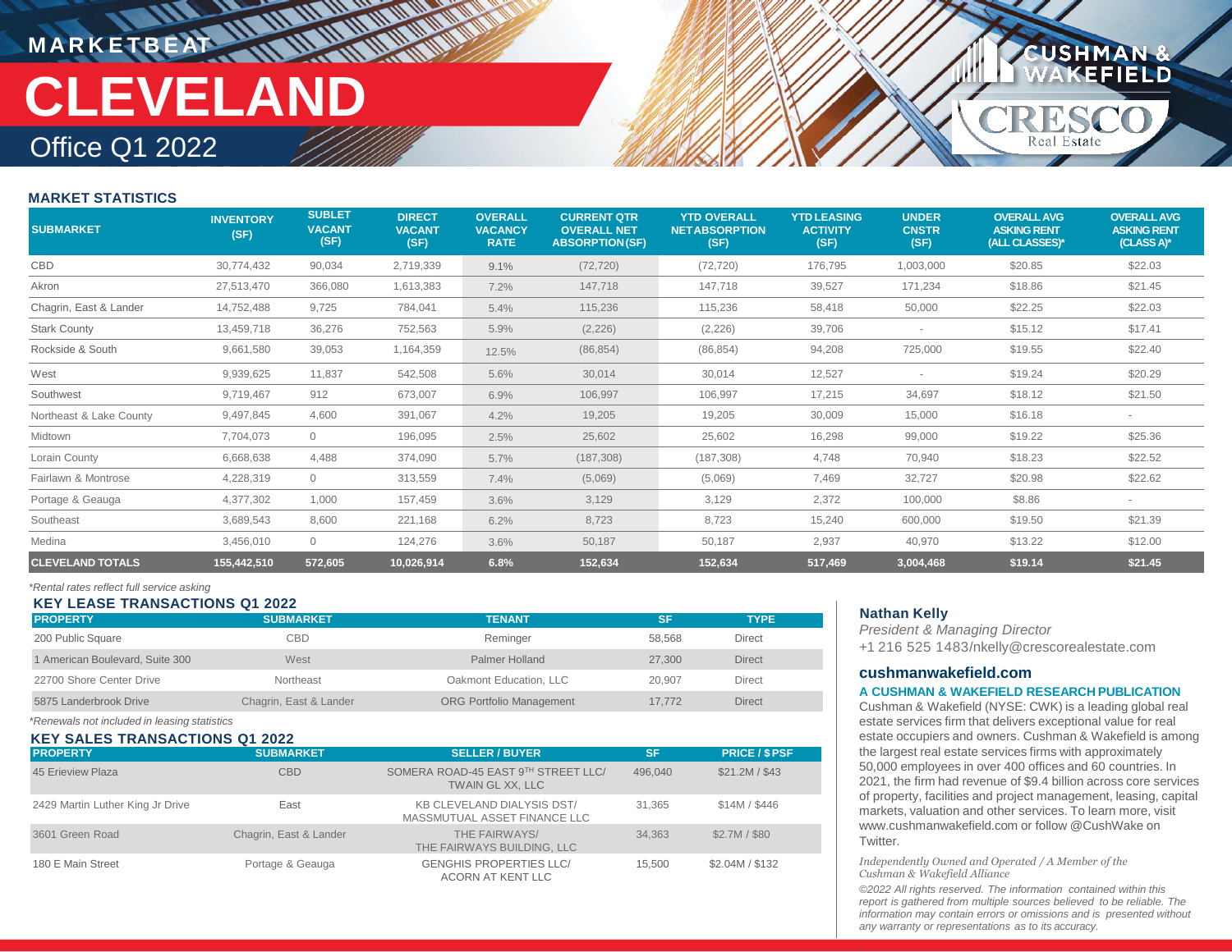MARKETBEAT

# CLEVELAND

## Office Q1 2022

### MARKET STATISTICS

| SUBMARKET | INVENTORY (SF) | SUBLET VACANT (SF) | DIRECT VACANT (SF) | OVERALL VACANCY RATE | CURRENT QTR OVERALL NET ABSORPTION (SF) | YTD OVERALL NET ABSORPTION (SF) | YTD LEASING ACTIVITY (SF) | UNDER CNSTR (SF) | OVERALL AVG ASKING RENT (ALL CLASSES)* | OVERALL AVG ASKING RENT (CLASS A)* |
|---|---|---|---|---|---|---|---|---|---|---|
| CBD | 30,774,432 | 90,034 | 2,719,339 | 9.1% | (72,720) | (72,720) | 176,795 | 1,003,000 | $20.85 | $22.03 |
| Akron | 27,513,470 | 366,080 | 1,613,383 | 7.2% | 147,718 | 147,718 | 39,527 | 171,234 | $18.86 | $21.45 |
| Chagrin, East & Lander | 14,752,488 | 9,725 | 784,041 | 5.4% | 115,236 | 115,236 | 58,418 | 50,000 | $22.25 | $22.03 |
| Stark County | 13,459,718 | 36,276 | 752,563 | 5.9% | (2,226) | (2,226) | 39,706 | - | $15.12 | $17.41 |
| Rockside & South | 9,661,580 | 39,053 | 1,164,359 | 12.5% | (86,854) | (86,854) | 94,208 | 725,000 | $19.55 | $22.40 |
| West | 9,939,625 | 11,837 | 542,508 | 5.6% | 30,014 | 30,014 | 12,527 | - | $19.24 | $20.29 |
| Southwest | 9,719,467 | 912 | 673,007 | 6.9% | 106,997 | 106,997 | 17,215 | 34,697 | $18.12 | $21.50 |
| Northeast & Lake County | 9,497,845 | 4,600 | 391,067 | 4.2% | 19,205 | 19,205 | 30,009 | 15,000 | $16.18 | - |
| Midtown | 7,704,073 | 0 | 196,095 | 2.5% | 25,602 | 25,602 | 16,298 | 99,000 | $19.22 | $25.36 |
| Lorain County | 6,668,638 | 4,488 | 374,090 | 5.7% | (187,308) | (187,308) | 4,748 | 70,940 | $18.23 | $22.52 |
| Fairlawn & Montrose | 4,228,319 | 0 | 313,559 | 7.4% | (5,069) | (5,069) | 7,469 | 32,727 | $20.98 | $22.62 |
| Portage & Geauga | 4,377,302 | 1,000 | 157,459 | 3.6% | 3,129 | 3,129 | 2,372 | 100,000 | $8.86 | - |
| Southeast | 3,689,543 | 8,600 | 221,168 | 6.2% | 8,723 | 8,723 | 15,240 | 600,000 | $19.50 | $21.39 |
| Medina | 3,456,010 | 0 | 124,276 | 3.6% | 50,187 | 50,187 | 2,937 | 40,970 | $13.22 | $12.00 |
| **CLEVELAND TOTALS** | **155,442,510** | **572,605** | **10,026,914** | **6.8%** | **152,634** | **152,634** | **517,469** | **3,004,468** | **$19.14** | **$21.45** |

*Rental rates reflect full service asking

### KEY LEASE TRANSACTIONS Q1 2022

| PROPERTY | SUBMARKET | TENANT | SF | TYPE |
|---|---|---|---|---|
| 200 Public Square | CBD | Reminger | 58,568 | Direct |
| 1 American Boulevard, Suite 300 | West | Palmer Holland | 27,300 | Direct |
| 22700 Shore Center Drive | Northeast | Oakmont Education, LLC | 20,907 | Direct |
| 5875 Landerbrook Drive | Chagrin, East & Lander | ORG Portfolio Management | 17,772 | Direct |

*Renewals not included in leasing statistics

### KEY SALES TRANSACTIONS Q1 2022

| PROPERTY | SUBMARKET | SELLER / BUYER | SF | PRICE / $ PSF |
|---|---|---|---|---|
| 45 Erieview Plaza | CBD | SOMERA ROAD-45 EAST 9TH STREET LLC/ TWAIN GL XX, LLC | 496,040 | $21.2M / $43 |
| 2429 Martin Luther King Jr Drive | East | KB CLEVELAND DIALYSIS DST/ MASSMUTUAL ASSET FINANCE LLC | 31,365 | $14M / $446 |
| 3601 Green Road | Chagrin, East & Lander | THE FAIRWAYS/ THE FAIRWAYS BUILDING, LLC | 34,363 | $2.7M / $80 |
| 180 E Main Street | Portage & Geauga | GENGHIS PROPERTIES LLC/ ACORN AT KENT LLC | 15,500 | $2.04M / $132 |

**Nathan Kelly**
*President & Managing Director*
+1 216 525 1483/nkelly@crescorealestate.com

**cushmanwakefield.com**

**A CUSHMAN & WAKEFIELD RESEARCH PUBLICATION**

Cushman & Wakefield (NYSE: CWK) is a leading global real estate services firm that delivers exceptional value for real estate occupiers and owners. Cushman & Wakefield is among the largest real estate services firms with approximately 50,000 employees in over 400 offices and 60 countries. In 2021, the firm had revenue of $9.4 billion across core services of property, facilities and project management, leasing, capital markets, valuation and other services. To learn more, visit www.cushmanwakefield.com or follow @CushWake on Twitter.

*Independently Owned and Operated / A Member of the Cushman & Wakefield Alliance*

*©2022 All rights reserved. The information contained within this report is gathered from multiple sources believed to be reliable. The information may contain errors or omissions and is presented without any warranty or representations as to its accuracy.*